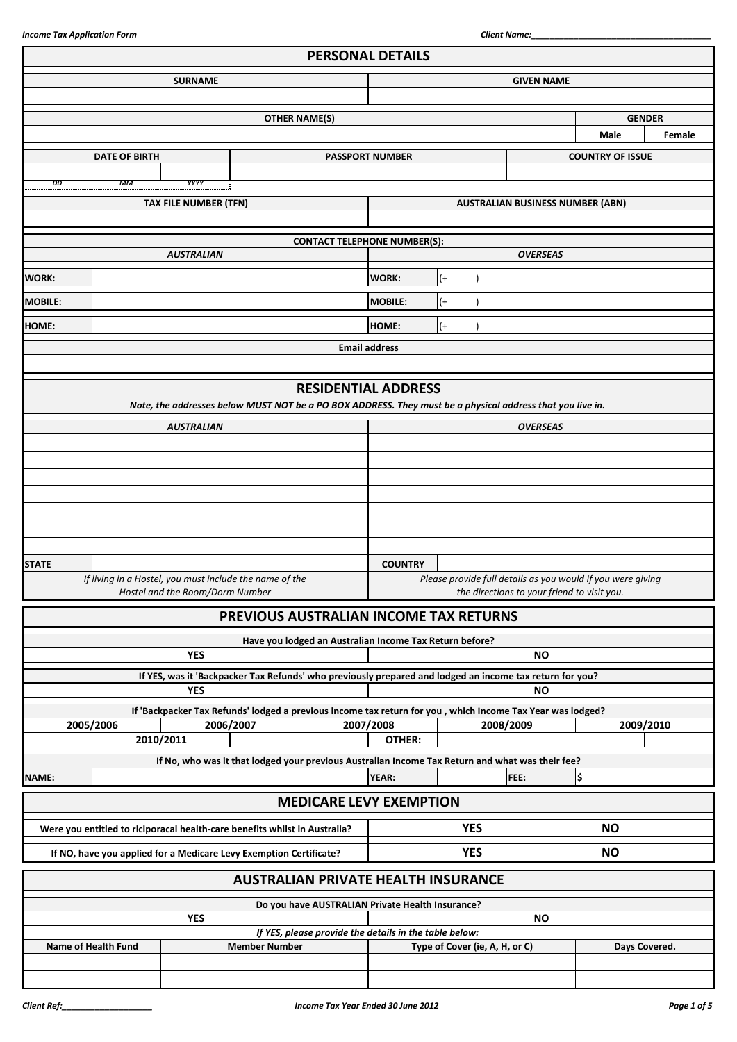## PERSONAL DETAILS

| SURNAME | GIVEN NAME |
|---|---|
| | |

| OTHER NAME(S) | GENDER | |
|---|---|---|
| | Male | Female |

| DATE OF BIRTH | | | PASSPORT NUMBER | COUNTRY OF ISSUE |
|---|---|---|---|---|
| | | | | |
| DD | MM | YYYY | | |

| TAX FILE NUMBER (TFN) | AUSTRALIAN BUSINESS NUMBER (ABN) |
|---|---|
| | |

**CONTACT TELEPHONE NUMBER(S):**

| *AUSTRALIAN* | | *OVERSEAS* | |
|---|---|---|---|
| WORK: | | WORK: | (+ ) |
| MOBILE: | | MOBILE: | (+ ) |
| HOME: | | HOME: | (+ ) |

**Email address**

| |
|---|
| |

## RESIDENTIAL ADDRESS

***Note, the addresses below MUST NOT be a PO BOX ADDRESS. They must be a physical address that you live in.***

| *AUSTRALIAN* | | *OVERSEAS* | |
|---|---|---|---|
| | | | |
| | | | |
| | | | |
| | | | |
| | | | |
| | | | |
| | | | |
| STATE | | COUNTRY | |
| *If living in a Hostel, you must include the name of the Hostel and the Room/Dorm Number* | | *Please provide full details as you would if you were giving the directions to your friend to visit you.* | |

## PREVIOUS AUSTRALIAN INCOME TAX RETURNS

**Have you lodged an Australian Income Tax Return before?**

| YES | NO |
|---|---|

**If YES, was it 'Backpacker Tax Refunds' who previously prepared and lodged an income tax return for you?**

| YES | NO |
|---|---|

**If 'Backpacker Tax Refunds' lodged a previous income tax return for you , which Income Tax Year was lodged?**

| 2005/2006 | 2006/2007 | 2007/2008 | 2008/2009 | 2009/2010 |
|---|---|---|---|---|
| 2010/2011 | | OTHER: | | |

**If No, who was it that lodged your previous Australian Income Tax Return and what was their fee?**

| NAME: | | YEAR: | | FEE: | $ |
|---|---|---|---|---|---|

## MEDICARE LEVY EXEMPTION

| | | |
|---|---|---|
| Were you entitled to riciporacal health-care benefits whilst in Australia? | YES | NO |
| If NO, have you applied for a Medicare Levy Exemption Certificate? | YES | NO |

## AUSTRALIAN PRIVATE HEALTH INSURANCE

**Do you have AUSTRALIAN Private Health Insurance?**

| YES | NO |
|---|---|

***If YES, please provide the details in the table below:***

| Name of Health Fund | Member Number | Type of Cover (ie, A, H, or C) | Days Covered. |
|---|---|---|---|
| | | | |
| | | | |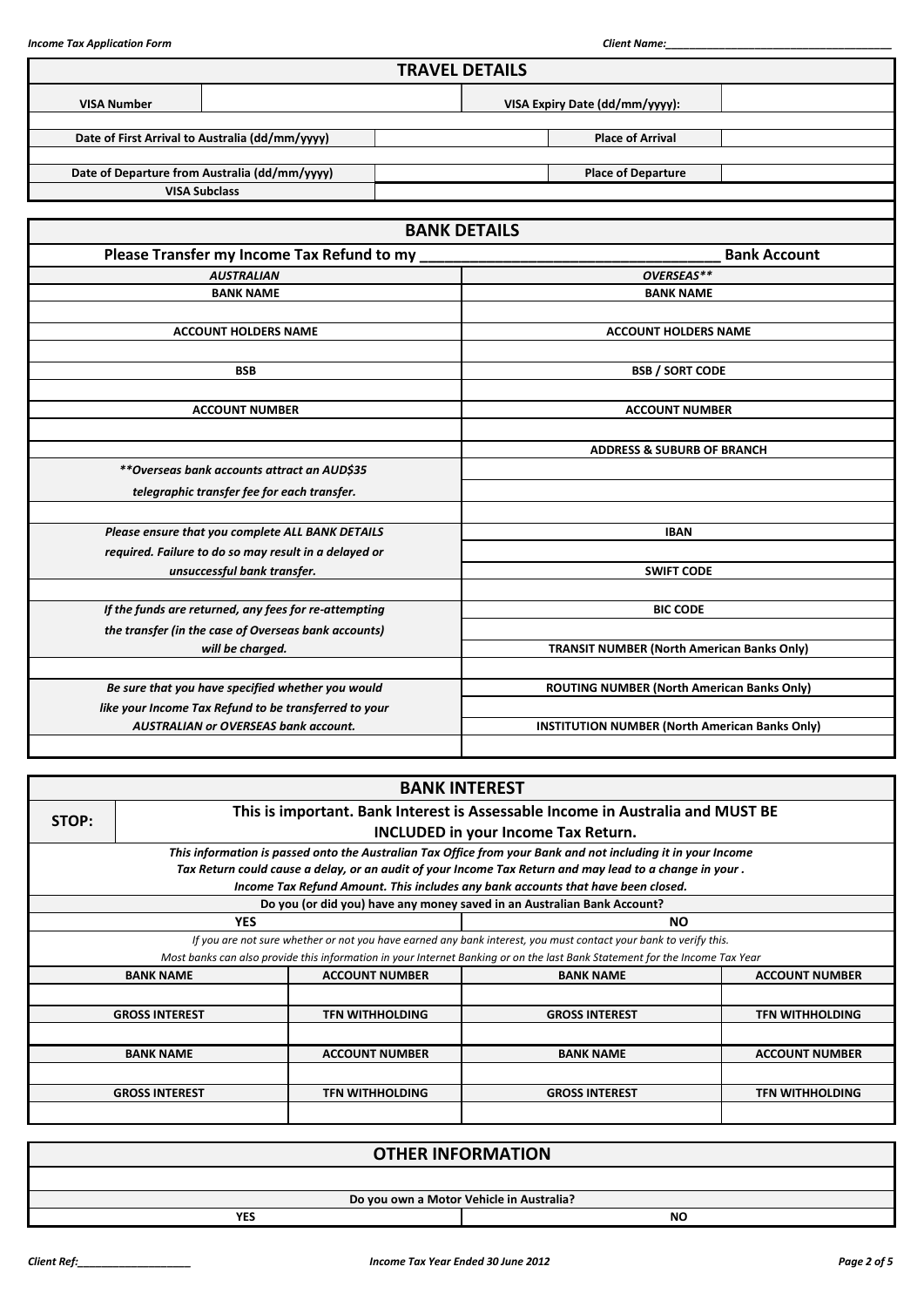## TRAVEL DETAILS

| VISA Number | | VISA Expiry Date (dd/mm/yyyy): | |
|---|---|---|---|

| Date of First Arrival to Australia (dd/mm/yyyy) | | Place of Arrival | |
|---|---|---|---|
| Date of Departure from Australia (dd/mm/yyyy) | | Place of Departure | |
| VISA Subclass | | | |

## BANK DETAILS

**Please Transfer my Income Tax Refund to my ___________________________________ Bank Account**

| *AUSTRALIAN* | *OVERSEAS*** |
|---|---|
| **BANK NAME** | **BANK NAME** |
| | |
| **ACCOUNT HOLDERS NAME** | **ACCOUNT HOLDERS NAME** |
| | |
| **BSB** | **BSB / SORT CODE** |
| | |
| **ACCOUNT NUMBER** | **ACCOUNT NUMBER** |
| | |
| | **ADDRESS & SUBURB OF BRANCH** |
| *\*\*Overseas bank accounts attract an AUD$35 telegraphic transfer fee for each transfer.* | |
| | |
| *Please ensure that you complete ALL BANK DETAILS required. Failure to do so may result in a delayed or unsuccessful bank transfer.* | **IBAN** |
| | |
| | **SWIFT CODE** |
| | |
| *If the funds are returned, any fees for re-attempting the transfer (in the case of Overseas bank accounts) will be charged.* | **BIC CODE** |
| | |
| | **TRANSIT NUMBER (North American Banks Only)** |
| | |
| *Be sure that you have specified whether you would like your Income Tax Refund to be transferred to your AUSTRALIAN or OVERSEAS bank account.* | **ROUTING NUMBER (North American Banks Only)** |
| | |
| | **INSTITUTION NUMBER (North American Banks Only)** |
| | |

## BANK INTEREST

**STOP: This is important. Bank Interest is Assessable Income in Australia and MUST BE INCLUDED in your Income Tax Return.**

***This information is passed onto the Australian Tax Office from your Bank and not including it in your Income Tax Return could cause a delay, or an audit of your Income Tax Return and may lead to a change in your . Income Tax Refund Amount. This includes any bank accounts that have been closed.***

**Do you (or did you) have any money saved in an Australian Bank Account?**

| YES | NO |
|---|---|

*If you are not sure whether or not you have earned any bank interest, you must contact your bank to verify this.*
*Most banks can also provide this information in your Internet Banking or on the last Bank Statement for the Income Tax Year*

| BANK NAME | ACCOUNT NUMBER | BANK NAME | ACCOUNT NUMBER |
|---|---|---|---|
| | | | |
| **GROSS INTEREST** | **TFN WITHHOLDING** | **GROSS INTEREST** | **TFN WITHHOLDING** |
| | | | |
| **BANK NAME** | **ACCOUNT NUMBER** | **BANK NAME** | **ACCOUNT NUMBER** |
| | | | |
| **GROSS INTEREST** | **TFN WITHHOLDING** | **GROSS INTEREST** | **TFN WITHHOLDING** |
| | | | |

## OTHER INFORMATION

**Do you own a Motor Vehicle in Australia?**

| YES | NO |
|---|---|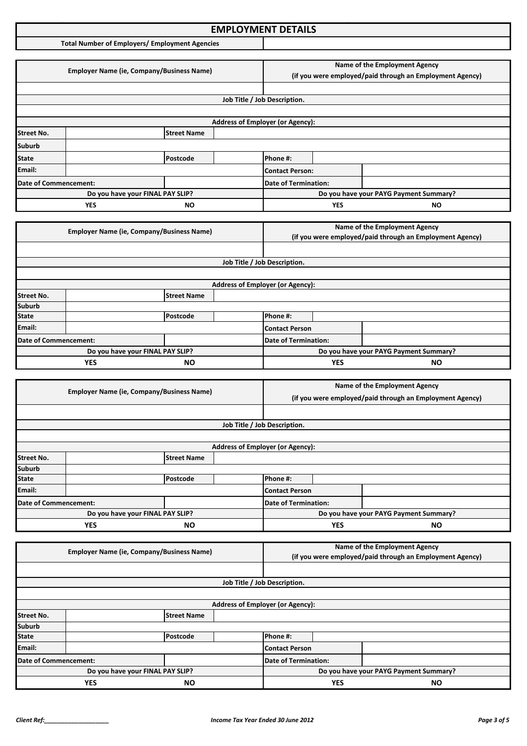# EMPLOYMENT DETAILS

| Total Number of Employers/ Employment Agencies | |
|---|---|

| Employer Name (ie, Company/Business Name) | | | | Name of the Employment Agency (if you were employed/paid through an Employment Agency) | | |
|---|---|---|---|---|---|---|
| | | | | | | |
| Job Title / Job Description. | | | | | | |
| | | | | | | |
| Address of Employer (or Agency): | | | | | | |
| Street No. | | Street Name | | | | |
| Suburb | | | | | | |
| State | | Postcode | | Phone #: | | |
| Email: | | | | Contact Person: | | |
| Date of Commencement: | | | | Date of Termination: | | |
| Do you have your FINAL PAY SLIP? | | | | Do you have your PAYG Payment Summary? | | |
| YES | | NO | | YES | | NO |

| Employer Name (ie, Company/Business Name) | | | | Name of the Employment Agency (if you were employed/paid through an Employment Agency) | | |
|---|---|---|---|---|---|---|
| | | | | | | |
| Job Title / Job Description. | | | | | | |
| | | | | | | |
| Address of Employer (or Agency): | | | | | | |
| Street No. | | Street Name | | | | |
| Suburb | | | | | | |
| State | | Postcode | | Phone #: | | |
| Email: | | | | Contact Person | | |
| Date of Commencement: | | | | Date of Termination: | | |
| Do you have your FINAL PAY SLIP? | | | | Do you have your PAYG Payment Summary? | | |
| YES | | NO | | YES | | NO |

| Employer Name (ie, Company/Business Name) | | | | Name of the Employment Agency (if you were employed/paid through an Employment Agency) | | |
|---|---|---|---|---|---|---|
| | | | | | | |
| Job Title / Job Description. | | | | | | |
| | | | | | | |
| Address of Employer (or Agency): | | | | | | |
| Street No. | | Street Name | | | | |
| Suburb | | | | | | |
| State | | Postcode | | Phone #: | | |
| Email: | | | | Contact Person | | |
| Date of Commencement: | | | | Date of Termination: | | |
| Do you have your FINAL PAY SLIP? | | | | Do you have your PAYG Payment Summary? | | |
| YES | | NO | | YES | | NO |

| Employer Name (ie, Company/Business Name) | | | | Name of the Employment Agency (if you were employed/paid through an Employment Agency) | | |
|---|---|---|---|---|---|---|
| | | | | | | |
| Job Title / Job Description. | | | | | | |
| | | | | | | |
| Address of Employer (or Agency): | | | | | | |
| Street No. | | Street Name | | | | |
| Suburb | | | | | | |
| State | | Postcode | | Phone #: | | |
| Email: | | | | Contact Person | | |
| Date of Commencement: | | | | Date of Termination: | | |
| Do you have your FINAL PAY SLIP? | | | | Do you have your PAYG Payment Summary? | | |
| YES | | NO | | YES | | NO |

*Client Ref:___________________* *Income Tax Year Ended 30 June 2012*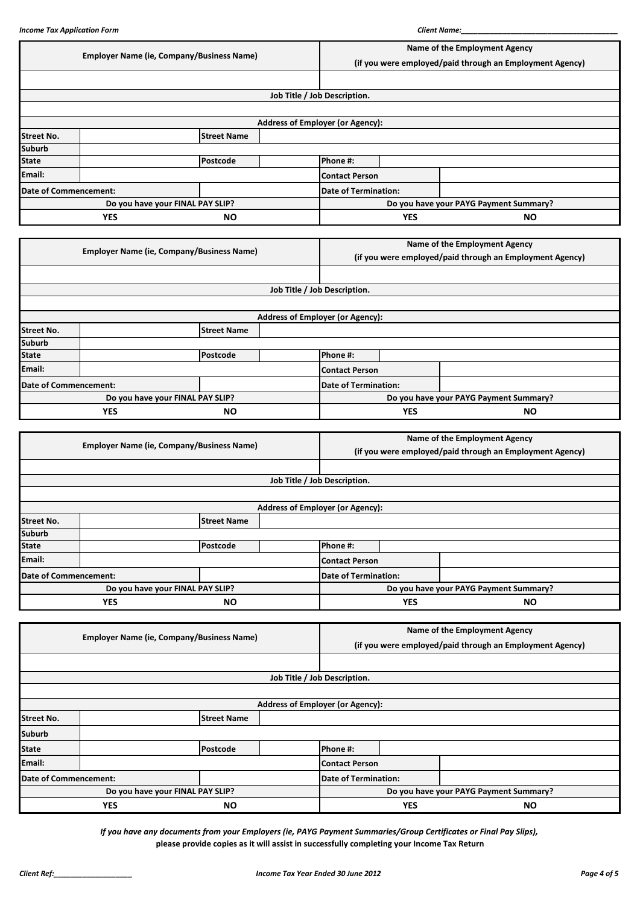| Employer Name (ie, Company/Business Name) | | | | Name of the Employment Agency (if you were employed/paid through an Employment Agency) | | |
|---|---|---|---|---|---|---|
| | | | | | | |
| Job Title / Job Description. | | | | | | |
| | | | | | | |
| Address of Employer (or Agency): | | | | | | |
| Street No. | | Street Name | | | | |
| Suburb | | | | | | |
| State | | Postcode | | Phone #: | | |
| Email: | | | | Contact Person | | |
| Date of Commencement: | | | | Date of Termination: | | |
| Do you have your FINAL PAY SLIP? | | | | Do you have your PAYG Payment Summary? | | |
| YES | | NO | | YES | | NO |

| Employer Name (ie, Company/Business Name) | | | | Name of the Employment Agency (if you were employed/paid through an Employment Agency) | | |
|---|---|---|---|---|---|---|
| | | | | | | |
| Job Title / Job Description. | | | | | | |
| | | | | | | |
| Address of Employer (or Agency): | | | | | | |
| Street No. | | Street Name | | | | |
| Suburb | | | | | | |
| State | | Postcode | | Phone #: | | |
| Email: | | | | Contact Person | | |
| Date of Commencement: | | | | Date of Termination: | | |
| Do you have your FINAL PAY SLIP? | | | | Do you have your PAYG Payment Summary? | | |
| YES | | NO | | YES | | NO |

| Employer Name (ie, Company/Business Name) | | | | Name of the Employment Agency (if you were employed/paid through an Employment Agency) | | |
|---|---|---|---|---|---|---|
| | | | | | | |
| Job Title / Job Description. | | | | | | |
| | | | | | | |
| Address of Employer (or Agency): | | | | | | |
| Street No. | | Street Name | | | | |
| Suburb | | | | | | |
| State | | Postcode | | Phone #: | | |
| Email: | | | | Contact Person | | |
| Date of Commencement: | | | | Date of Termination: | | |
| Do you have your FINAL PAY SLIP? | | | | Do you have your PAYG Payment Summary? | | |
| YES | | NO | | YES | | NO |

| Employer Name (ie, Company/Business Name) | | | | Name of the Employment Agency (if you were employed/paid through an Employment Agency) | | |
|---|---|---|---|---|---|---|
| | | | | | | |
| Job Title / Job Description. | | | | | | |
| | | | | | | |
| Address of Employer (or Agency): | | | | | | |
| Street No. | | Street Name | | | | |
| Suburb | | | | | | |
| State | | Postcode | | Phone #: | | |
| Email: | | | | Contact Person | | |
| Date of Commencement: | | | | Date of Termination: | | |
| Do you have your FINAL PAY SLIP? | | | | Do you have your PAYG Payment Summary? | | |
| YES | | NO | | YES | | NO |

*If you have any documents from your Employers (ie, PAYG Payment Summaries/Group Certificates or Final Pay Slips),*
**please provide copies as it will assist in successfully completing your Income Tax Return**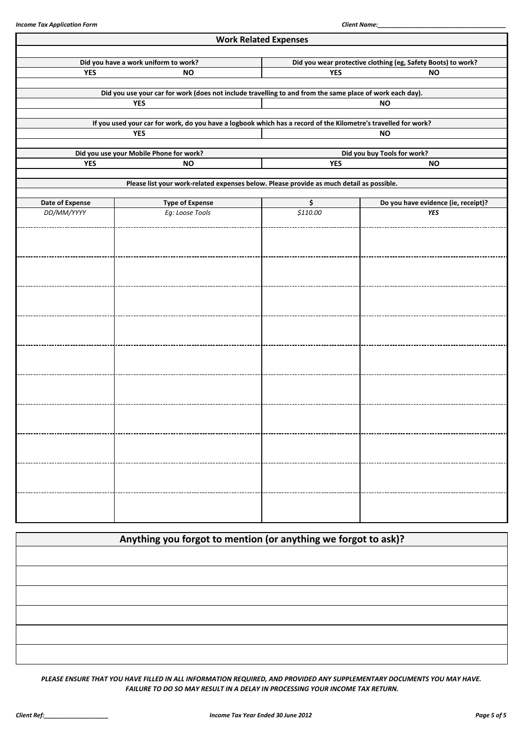## Work Related Expenses

| Did you have a work uniform to work? | | Did you wear protective clothing (eg, Safety Boots) to work? | |
|---|---|---|---|
| YES | NO | YES | NO |

| Did you use your car for work (does not include travelling to and from the same place of work each day). | |
|---|---|
| YES | NO |

| If you used your car for work, do you have a logbook which has a record of the Kilometre's travelled for work? | |
|---|---|
| YES | NO |

| Did you use your Mobile Phone for work? | | Did you buy Tools for work? | |
|---|---|---|---|
| YES | NO | YES | NO |

Please list your work-related expenses below. Please provide as much detail as possible.

| Date of Expense | Type of Expense | $ | Do you have evidence (ie, receipt)? |
|---|---|---|---|
| *DD/MM/YYYY* | *Eg: Loose Tools* | *$110.00* | ***YES*** |
| | | | |
| | | | |
| | | | |
| | | | |
| | | | |
| | | | |
| | | | |
| | | | |
| | | | |
| | | | |

## Anything you forgot to mention (or anything we forgot to ask)?

| |
|---|
| |
| |
| |
| |
| |
| |

***PLEASE ENSURE THAT YOU HAVE FILLED IN ALL INFORMATION REQUIRED, AND PROVIDED ANY SUPPLEMENTARY DOCUMENTS YOU MAY HAVE. FAILURE TO DO SO MAY RESULT IN A DELAY IN PROCESSING YOUR INCOME TAX RETURN.***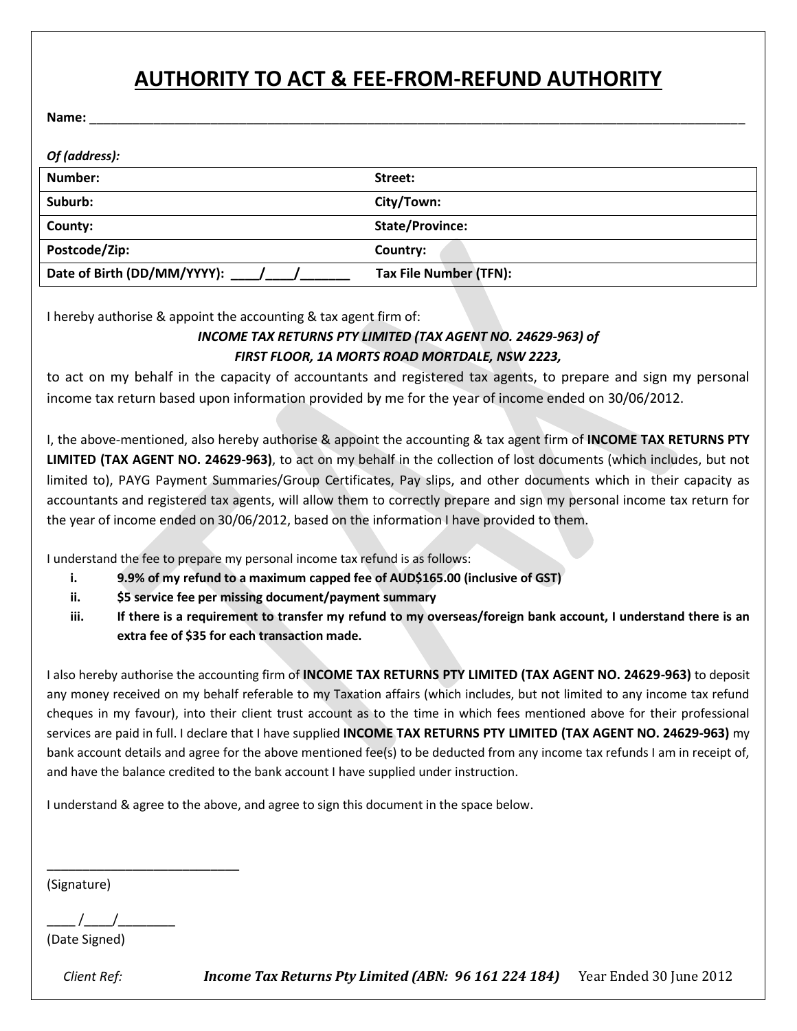# AUTHORITY TO ACT & FEE-FROM-REFUND AUTHORITY

**Name:** ____________________________________________________________________________________

***Of (address):***

| **Number:** | **Street:** |
|---|---|
| **Suburb:** | **City/Town:** |
| **County:** | **State/Province:** |
| **Postcode/Zip:** | **Country:** |
| **Date of Birth (DD/MM/YYYY):** ____/____/_______ | **Tax File Number (TFN):** |

I hereby authorise & appoint the accounting & tax agent firm of:

***INCOME TAX RETURNS PTY LIMITED (TAX AGENT NO. 24629-963) of***
***FIRST FLOOR, 1A MORTS ROAD MORTDALE, NSW 2223,***

to act on my behalf in the capacity of accountants and registered tax agents, to prepare and sign my personal income tax return based upon information provided by me for the year of income ended on 30/06/2012.

I, the above-mentioned, also hereby authorise & appoint the accounting & tax agent firm of **INCOME TAX RETURNS PTY LIMITED (TAX AGENT NO. 24629-963)**, to act on my behalf in the collection of lost documents (which includes, but not limited to), PAYG Payment Summaries/Group Certificates, Pay slips, and other documents which in their capacity as accountants and registered tax agents, will allow them to correctly prepare and sign my personal income tax return for the year of income ended on 30/06/2012, based on the information I have provided to them.

I understand the fee to prepare my personal income tax refund is as follows:

- i. **9.9% of my refund to a maximum capped fee of AUD$165.00 (inclusive of GST)**
- ii. **$5 service fee per missing document/payment summary**
- iii. **If there is a requirement to transfer my refund to my overseas/foreign bank account, I understand there is an extra fee of $35 for each transaction made.**

I also hereby authorise the accounting firm of **INCOME TAX RETURNS PTY LIMITED (TAX AGENT NO. 24629-963)** to deposit any money received on my behalf referable to my Taxation affairs (which includes, but not limited to any income tax refund cheques in my favour), into their client trust account as to the time in which fees mentioned above for their professional services are paid in full. I declare that I have supplied **INCOME TAX RETURNS PTY LIMITED (TAX AGENT NO. 24629-963)** my bank account details and agree for the above mentioned fee(s) to be deducted from any income tax refunds I am in receipt of, and have the balance credited to the bank account I have supplied under instruction.

I understand & agree to the above, and agree to sign this document in the space below.

___________________________
(Signature)

____ /____/________
(Date Signed)

*Client Ref:* ***Income Tax Returns Pty Limited (ABN: 96 161 224 184)*** Year Ended 30 June 2012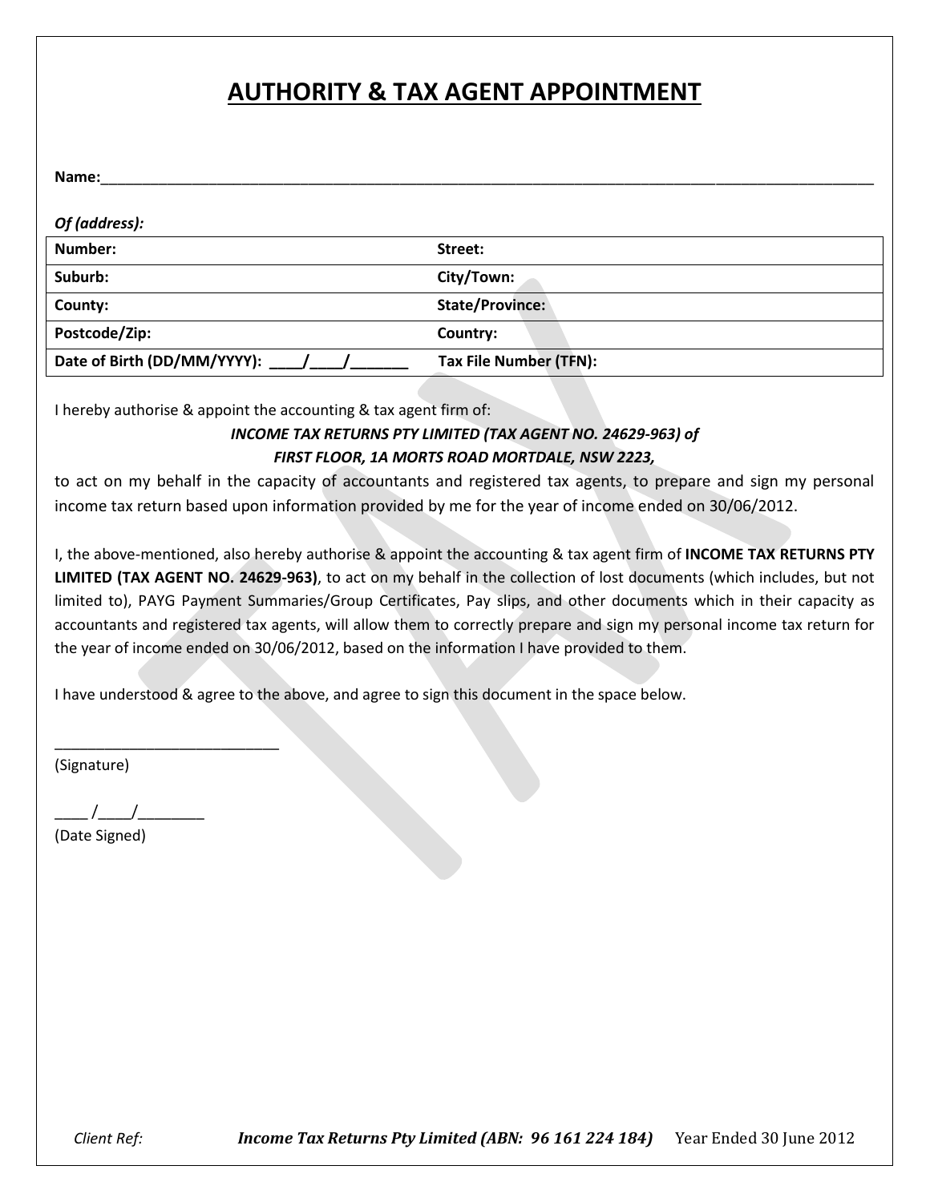# AUTHORITY & TAX AGENT APPOINTMENT

**Name:**\_\_\_\_\_\_\_\_\_\_\_\_\_\_\_\_\_\_\_\_\_\_\_\_\_\_\_\_\_\_\_\_\_\_\_\_\_\_\_\_\_\_\_\_\_\_\_\_\_\_\_\_\_\_\_\_\_\_\_\_\_\_\_\_\_\_

***Of (address):***

| | |
|---|---|
| **Number:** | **Street:** |
| **Suburb:** | **City/Town:** |
| **County:** | **State/Province:** |
| **Postcode/Zip:** | **Country:** |
| **Date of Birth (DD/MM/YYYY): \_\_\_\_/\_\_\_\_/\_\_\_\_\_\_\_** | **Tax File Number (TFN):** |

I hereby authorise & appoint the accounting & tax agent firm of:

***INCOME TAX RETURNS PTY LIMITED (TAX AGENT NO. 24629-963) of***
***FIRST FLOOR, 1A MORTS ROAD MORTDALE, NSW 2223,***

to act on my behalf in the capacity of accountants and registered tax agents, to prepare and sign my personal income tax return based upon information provided by me for the year of income ended on 30/06/2012.

I, the above-mentioned, also hereby authorise & appoint the accounting & tax agent firm of **INCOME TAX RETURNS PTY LIMITED (TAX AGENT NO. 24629-963)**, to act on my behalf in the collection of lost documents (which includes, but not limited to), PAYG Payment Summaries/Group Certificates, Pay slips, and other documents which in their capacity as accountants and registered tax agents, will allow them to correctly prepare and sign my personal income tax return for the year of income ended on 30/06/2012, based on the information I have provided to them.

I have understood & agree to the above, and agree to sign this document in the space below.

\_\_\_\_\_\_\_\_\_\_\_\_\_\_\_\_\_\_\_\_\_\_\_\_\_\_\_\_
(Signature)

\_\_\_\_ /\_\_\_\_/\_\_\_\_\_\_\_\_
(Date Signed)

*Client Ref:* ***Income Tax Returns Pty Limited (ABN: 96 161 224 184)*** Year Ended 30 June 2012